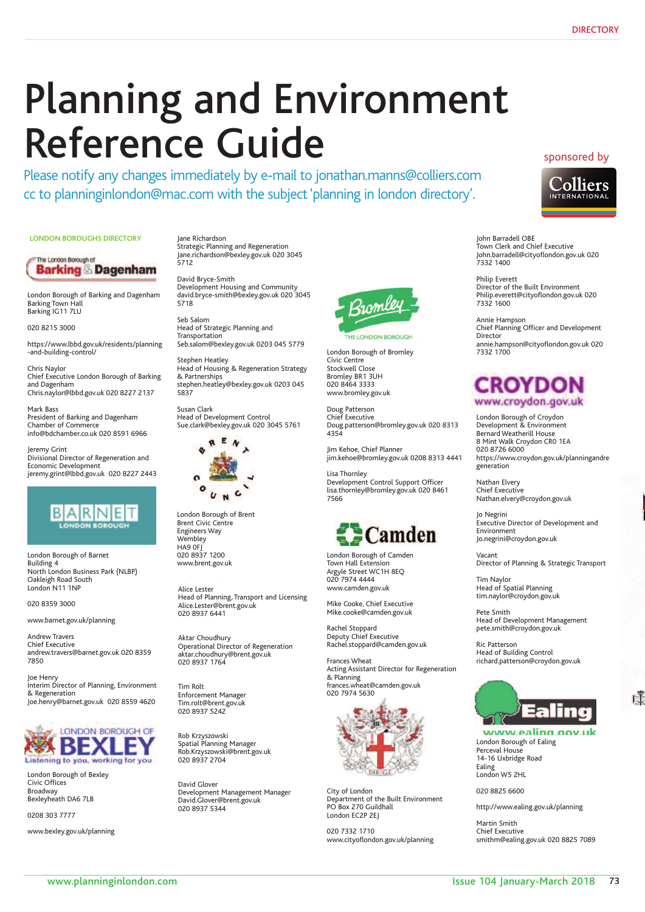# Planning and Environment Reference Guide

Please notify any changes immediately by e-mail to jonathan.manns@colliers.com cc to planninginlondon@mac.com with the subject 'planning in london directory'.

sponsored by Colliers International

## LONDON BOROUGHS DIRECTORY

### Barking & Dagenham

London Borough of Barking and Dagenham
Barking Town Hall
Barking IG11 7LU

020 8215 3000

https://www.lbbd.gov.uk/residents/planning-and-building-control/

Chris Naylor
Chief Executive London Borough of Barking and Dagenham
Chris.naylor@lbbd.gov.uk 020 8227 2137

Mark Bass
President of Barking and Dagenham Chamber of Commerce
info@bdchamber.co.uk 020 8591 6966

Jeremy Grint
Divisional Director of Regeneration and Economic Development
jeremy.grint@lbbd.gov.uk 020 8227 2443

### Barnet

London Borough of Barnet
Building 4
North London Business Park (NLBP)
Oakleigh Road South
London N11 1NP

020 8359 3000

www.barnet.gov.uk/planning

Andrew Travers
Chief Executive
andrew.travers@barnet.gov.uk 020 8359 7850

Joe Henry
Interim Director of Planning, Environment & Regeneration
Joe.henry@barnet.gov.uk 020 8559 4620

### Bexley

London Borough of Bexley
Civic Offices
Broadway
Bexleyheath DA6 7LB

0208 303 7777

www.bexley.gov.uk/planning

Jane Richardson
Strategic Planning and Regeneration
Jane.richardson@bexley.gov.uk 020 3045 5712

David Bryce-Smith
Development Housing and Community
david.bryce-smith@bexley.gov.uk 020 3045 5718

Seb Salom
Head of Strategic Planning and Transportation
Seb.salom@bexley.gov.uk 0203 045 5779

Stephen Heatley
Head of Housing & Regeneration Strategy & Partnerships
stephen.heatley@bexley.gov.uk 0203 045 5837

Susan Clark
Head of Development Control
Sue.clark@bexley.gov.uk 020 3045 5761

### Brent

London Borough of Brent
Brent Civic Centre
Engineers Way
Wembley
HA9 0FJ
020 8937 1200
www.brent.gov.uk

Alice Lester
Head of Planning, Transport and Licensing
Alice.Lester@brent.gov.uk
020 8937 6441

Aktar Choudhury
Operational Director of Regeneration
aktar.choudhury@brent.gov.uk
020 8937 1764

Tim Rolt
Enforcement Manager
Tim.rolt@brent.gov.uk
020 8937 5242

Rob Krzyszowski
Spatial Planning Manager
Rob.Krzyszowski@brent.gov.uk
020 8937 2704

David Glover
Development Management Manager
David.Glover@brent.gov.uk
020 8937 5344

### Bromley

London Borough of Bromley
Civic Centre
Stockwell Close
Bromley BR1 3UH
020 8464 3333
www.bromley.gov.uk

Doug Patterson
Chief Executive
Doug.patterson@bromley.gov.uk 020 8313 4354

Jim Kehoe, Chief Planner
jim.kehoe@bromley.gov.uk 0208 8313 4441

Lisa Thornley
Development Control Support Officer
lisa.thornley@bromley.gov.uk 020 8461 7566

### Camden

London Borough of Camden
Town Hall Extension
Argyle Street WC1H 8EQ
020 7974 4444
www.camden.gov.uk

Mike Cooke, Chief Executive
Mike.cooke@camden.gov.uk

Rachel Stoppard
Deputy Chief Executive
Rachel.stoppard@camden.gov.uk

Frances Wheat
Acting Assistant Director for Regeneration & Planning
frances.wheat@camden.gov.uk
020 7974 5630

### City of London

City of London
Department of the Built Environment
PO Box 270 Guildhall
London EC2P 2EJ

020 7332 1710
www.cityoflondon.gov.uk/planning

John Barradell OBE
Town Clerk and Chief Executive
John.barradell@cityoflondon.gov.uk 020 7332 1400

Philip Everett
Director of the Built Environment
Philip.everett@cityoflondon.gov.uk 020 7332 1600

Annie Hampson
Chief Planning Officer and Development Director
annie.hampson@cityoflondon.gov.uk 020 7332 1700

### Croydon

London Borough of Croydon
Development & Environment
Bernard Weatherill House
8 Mint Walk Croydon CR0 1EA
020 8726 6000
https://www.croydon.gov.uk/planningandregeneration

Nathan Elvery
Chief Executive
Nathan.elvery@croydon.gov.uk

Jo Negrini
Executive Director of Development and Environment
Jo.negrini@croydon.gov.uk

Vacant
Director of Planning & Strategic Transport

Tim Naylor
Head of Spatial Planning
tim.naylor@croydon.gov.uk

Pete Smith
Head of Development Management
pete.smith@croydon.gov.uk

Ric Patterson
Head of Building Control
richard.patterson@croydon.gov.uk

### Ealing

London Borough of Ealing
Perceval House
14-16 Uxbridge Road
Ealing
London W5 2HL

020 8825 6600

http://www.ealing.gov.uk/planning

Martin Smith
Chief Executive
smithm@ealing.gov.uk 020 8825 7089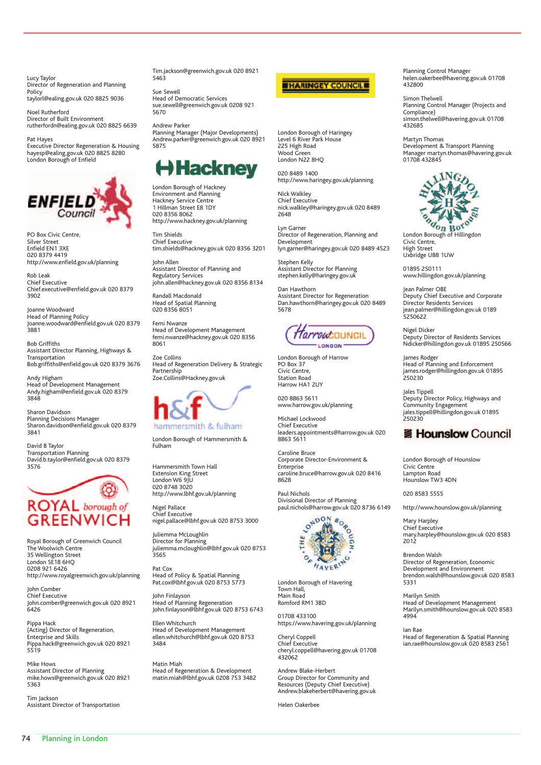Lucy Taylor
Director of Regeneration and Planning Policy
taylorl@ealing.gov.uk 020 8825 9036

Noel Rutherford
Director of Built Environment
rutherfordn@ealing.gov.uk 020 8825 6639

Pat Hayes
Executive Director Regeneration & Housing
hayesp@ealing.gov.uk 020 8825 8280

## London Borough of Enfield

PO Box Civic Centre,
Silver Street
Enfield EN1 3XE
020 8379 4419
http://www.enfield.gov.uk/planning

Rob Leak
Chief Executive
Chief.executive@enfield.gov.uk 020 8379 3902

Joanne Woodward
Head of Planning Policy
Joanne.woodward@enfield.gov.uk 020 8379 3881

Bob Griffiths
Assistant Director Planning, Highways & Transportation
Bob.griffiths@enfield.gov.uk 020 8379 3676

Andy Higham
Head of Development Management
Andy.higham@enfield.gov.uk 020 8379 3848

Sharon Davidson
Planning Decisions Manager
Sharon.davidson@enfield.gov.uk 020 8379 3841

David B Taylor
Transportation Planning
David.b.taylor@enfield.gov.uk 020 8379 3576

## Royal Borough of Greenwich

Royal Borough of Greenwich Council
The Woolwich Centre
35 Wellington Street
London SE18 6HQ
0208 921 6426
http://www.royalgreenwich.gov.uk/planning

John Comber
Chief Executive
John.comber@greenwich.gov.uk 020 8921 6426

Pippa Hack
(Acting) Director of Regeneration, Enterprise and Skills
Pippa.hack@greenwich.gov.uk 020 8921 5519

Mike Hows
Assistant Director of Planning
mike.hows@greenwich.gov.uk 020 8921 5363

Tim Jackson
Assistant Director of Transportation
Tim.jackson@greenwich.gov.uk 020 8921 5463

Sue Sewell
Head of Democratic Services
sue.sewell@greenwich.gov.uk 0208 921 5670

Andrew Parker
Planning Manager (Major Developments)
Andrew.parker@greenwich.gov.uk 020 8921 5875

## Hackney

London Borough of Hackney
Environment and Planning
Hackney Service Centre
1 Hillman Street E8 1DY
020 8356 8062
http://www.hackney.gov.uk/planning

Tim Shields
Chief Executive
tim.shields@hackney.gov.uk 020 8356 3201

John Allen
Assistant Director of Planning and Regulatory Services
john.allen@hackney.gov.uk 020 8356 8134

Randall Macdonald
Head of Spatial Planning
020 8356 8051

Femi Nwanze
Head of Development Management
femi.nwanze@hackney.gov.uk 020 8356 8061

Zoe Collins
Head of Regeneration Delivery & Strategic Partnership
Zoe.Collins@Hackney.gov.uk

## h&f hammersmith & fulham

London Borough of Hammersmith & Fulham

Hammersmith Town Hall
Extension King Street
London W6 9JU
020 8748 3020
http://www.lbhf.gov.uk/planning

Nigel Pallace
Chief Executive
nigel.pallace@lbhf.gov.uk 020 8753 3000

Juliemma McLoughlin
Director for Planning
juliemma.mcloughlin@lbhf.gov.uk 020 8753 3565

Pat Cox
Head of Policy & Spatial Planning
Pat.cox@lbhf.gov.uk 020 8753 5773

John Finlayson
Head of Planning Regeneration
John.finlayson@lbhf.gov.uk 020 8753 6743

Ellen Whitchurch
Head of Development Management
ellen.whitchurch@lbhf.gov.uk 020 8753 3484

Matin Miah
Head of Regeneration & Development
matin.miah@lbhf.gov.uk 0208 753 3482

## Haringey Council

London Borough of Haringey
Level 6 River Park House
225 High Road
Wood Green
London N22 8HQ

020 8489 1400
http://www.haringey.gov.uk/planning

Nick Walkley
Chief Executive
nick.walkley@haringey.gov.uk 020 8489 2648

Lyn Garner
Director of Regeneration, Planning and Development
lyn.garner@haringey.gov.uk 020 8489 4523

Stephen Kelly
Assistant Director for Planning
stephen.kelly@haringey.gov.uk

Dan Hawthorn
Assistant Director for Regeneration
Dan.hawthorn@haringey.gov.uk 020 8489 5678

## Harrow Council London

London Borough of Harrow
PO Box 37
Civic Centre,
Station Road
Harrow HA1 2UY

020 8863 5611
www.harrow.gov.uk/planning

Michael Lockwood
Chief Executive
leaders.appointments@harrow.gov.uk 020 8863 5611

Caroline Bruce
Corporate Director-Environment & Enterprise
caroline.bruce@harrow.gov.uk 020 8416 8628

Paul Nichols
Divisional Director of Planning
paul.nichols@harrow.gov.uk 020 8736 6149

## The London Borough of Havering

London Borough of Havering
Town Hall,
Main Road
Romford RM1 3BD

01708 433100
https://www.havering.gov.uk/planning

Cheryl Coppell
Chief Executive
cheryl.coppell@havering.gov.uk 01708 432062

Andrew Blake-Herbert
Group Director for Community and Resources (Deputy Chief Executive)
Andrew.blakeherbert@havering.gov.uk

Helen Oakerbee
Planning Control Manager
helen.oakerbee@havering.gov.uk 01708 432800

Simon Thelwell
Planning Control Manager (Projects and Compliance)
simon.thelwell@havering.gov.uk 01708 432685

Martyn Thomas
Development & Transport Planning Manager martyn.thomas@havering.gov.uk 01708 432845

## Hillingdon London Borough

London Borough of Hillingdon
Civic Centre,
High Street
Uxbridge UB8 1UW

01895 250111
www.hillingdon.gov.uk/planning

Jean Palmer OBE
Deputy Chief Executive and Corporate Director Residents Services
jean.palmer@hillingdon.gov.uk 0189 5250622

Nigel Dicker
Deputy Director of Residents Services
Ndicker@hillingdon.gov.uk 01895 250566

James Rodger
Head of Planning and Enforcement
james.rodger@hillingdon.gov.uk 01895 250230

Jales Tippell
Deputy Director Policy, Highways and Community Engagement
jales.tippell@hillingdon.gov.uk 01895 250230

## Hounslow Council

London Borough of Hounslow
Civic Centre
Lampton Road
Hounslow TW3 4DN

020 8583 5555

http://www.hounslow.gov.uk/planning

Mary Harpley
Chief Executive
mary.harpley@hounslow.gov.uk 020 8583 2012

Brendon Walsh
Director of Regeneration, Economic Development and Environment
brendon.walsh@hounslow.gov.uk 020 8583 5331

Marilyn Smith
Head of Development Management
Marilyn.smith@hounslow.gov.uk 020 8583 4994

Ian Rae
Head of Regeneration & Spatial Planning
ian.rae@hounslow.gov.uk 020 8583 2561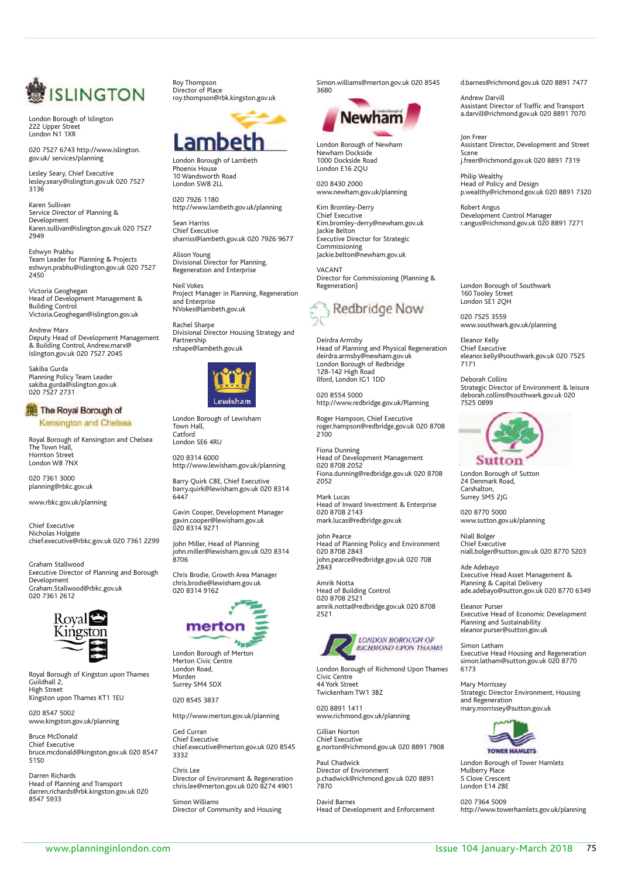## ISLINGTON

London Borough of Islington
222 Upper Street
London N1 1XR

020 7527 6743 http://www.islington.gov.uk/ services/planning

Lesley Seary, Chief Executive
lesley.seary@islington.gov.uk 020 7527 3136

Karen Sullivan
Service Director of Planning & Development
Karen.sullivan@islington.gov.uk 020 7527 2949

Eshwyn Prabhu
Team Leader for Planning & Projects
eshwyn.prabhu@islington.gov.uk 020 7527 2450

Victoria Geoghegan
Head of Development Management & Building Control
Victoria.Geoghegan@islington.gov.uk

Andrew Marx
Deputy Head of Development Management & Building Control, Andrew.marx@islington.gov.uk 020 7527 2045

Sakiba Gurda
Planning Policy Team Leader
sakiba.gurda@islington.gov.uk
020 7527 2731

## The Royal Borough of Kensington and Chelsea

Royal Borough of Kensington and Chelsea
The Town Hall,
Hornton Street
London W8 7NX

020 7361 3000
planning@rbkc.gov.uk

www.rbkc.gov.uk/planning

Chief Executive
Nicholas Holgate
chief.executive@rbkc.gov.uk 020 7361 2299

Graham Stallwood
Executive Director of Planning and Borough Development
Graham.Stallwood@rbkc.gov.uk
020 7361 2612

## Royal Kingston

Royal Borough of Kingston upon Thames
Guildhall 2,
High Street
Kingston upon Thames KT1 1EU

020 8547 5002
www.kingston.gov.uk/planning

Bruce McDonald
Chief Executive
bruce.mcdonald@kingston.gov.uk 020 8547 5150

Darren Richards
Head of Planning and Transport
darren.richards@rbk.kingston.gov.uk 020 8547 5933

Roy Thompson
Director of Place
roy.thompson@rbk.kingston.gov.uk

## Lambeth

London Borough of Lambeth
Phoenix House
10 Wandsworth Road
London SW8 2LL

020 7926 1180
http://www.lambeth.gov.uk/planning

Sean Harriss
Chief Executive
sharriss@lambeth.gov.uk 020 7926 9677

Alison Young
Divisional Director for Planning, Regeneration and Enterprise

Neil Vokes
Project Manager in Planning, Regeneration and Enterprise
NVokes@lambeth.gov.uk

Rachel Sharpe
Divisional Director Housing Strategy and Partnership
rshape@lambeth.gov.uk

## Lewisham

London Borough of Lewisham
Town Hall,
Catford
London SE6 4RU

020 8314 6000
http://www.lewisham.gov.uk/planning

Barry Quirk CBE, Chief Executive
barry.quirk@lewisham.gov.uk 020 8314 6447

Gavin Cooper, Development Manager
gavin.cooper@lewisham.gov.uk
020 8314 9271

John Miller, Head of Planning
john.miller@lewisham.gov.uk 020 8314 8706

Chris Brodie, Growth Area Manager
chris.brodie@lewisham.gov.uk
020 8314 9162

## merton

London Borough of Merton
Merton Civic Centre
London Road,
Morden
Surrey SM4 5DX

020 8545 3837

http://www.merton.gov.uk/planning

Ged Curran
Chief Executive
chief.executive@merton.gov.uk 020 8545 3332

Chris Lee
Director of Environment & Regeneration
chris.lee@merton.gov.uk 020 8274 4901

Simon Williams
Director of Community and Housing
Simon.williams@merton.gov.uk 020 8545 3680

## Newham

London Borough of Newham
Newham Dockside
1000 Dockside Road
London E16 2QU

020 8430 2000
www.newham.gov.uk/planning

Kim Bromley-Derry
Chief Executive
Kim.bromley-derry@newham.gov.uk
Jackie Belton
Executive Director for Strategic Commissioning
Jackie.belton@newham.gov.uk

VACANT
Director for Commissioning (Planning & Regeneration)

## Redbridge Now

Deirdra Armsby
Head of Planning and Physical Regeneration
deirdra.armsby@newham.gov.uk
London Borough of Redbridge
128-142 High Road
Ilford, London IG1 1DD

020 8554 5000
http://www.redbridge.gov.uk/Planning

Roger Hampson, Chief Executive
roger.hampson@redbridge.gov.uk 020 8708 2100

Fiona Dunning
Head of Development Management
020 8708 2052
Fiona.dunning@redbridge.gov.uk 020 8708 2052

Mark Lucas
Head of Inward Investment & Enterprise
020 8708 2143
mark.lucas@redbridge.gov.uk

John Pearce
Head of Planning Policy and Environment
020 8708 2843
john.pearce@redbridge.gov.uk 020 708 2843

Amrik Notta
Head of Building Control
020 8708 2521
amrik.notta@redbridge.gov.uk 020 8708 2521

## London Borough of Richmond upon Thames

London Borough of Richmond Upon Thames
Civic Centre
44 York Street
Twickenham TW1 3BZ

020 8891 1411
www.richmond.gov.uk/planning

Gillian Norton
Chief Executive
g.norton@richmond.gov.uk 020 8891 7908

Paul Chadwick
Director of Environment
p.chadwick@richmond.gov.uk 020 8891 7870

David Barnes
Head of Development and Enforcement
d.barnes@richmond.gov.uk 020 8891 7477

Andrew Darvill
Assistant Director of Traffic and Transport
a.darvill@richmond.gov.uk 020 8891 7070

Jon Freer
Assistant Director, Development and Street Scene
j.freer@richmond.gov.uk 020 8891 7319

Philip Wealthy
Head of Policy and Design
p.wealthy@richmond.gov.uk 020 8891 7320

Robert Angus
Development Control Manager
r.angus@richmond.gov.uk 020 8891 7271

## Southwark

London Borough of Southwark
160 Tooley Street
London SE1 2QH

020 7525 3559
www.southwark.gov.uk/planning

Eleanor Kelly
Chief Executive
eleanor.kelly@southwark.gov.uk 020 7525 7171

Deborah Collins
Strategic Director of Environment & leisure
deborah.collins@southwark.gov.uk 020 7525 0899

## Sutton

London Borough of Sutton
24 Denmark Road,
Carshalton,
Surrey SM5 2JG

020 8770 5000
www.sutton.gov.uk/planning

Niall Bolger
Chief Executive
niall.bolger@sutton.gov.uk 020 8770 5203

Ade Adebayo
Executive Head Asset Management & Planning & Capital Delivery
ade.adebayo@sutton.gov.uk 020 8770 6349

Eleanor Purser
Executive Head of Economic Development Planning and Sustainability
eleanor.purser@sutton.gov.uk

Simon Latham
Executive Head Housing and Regeneration
simon.latham@sutton.gov.uk 020 8770 6173

Mary Morrissey
Strategic Director Environment, Housing and Regeneration
mary.morrissey@sutton.gov.uk

## Tower Hamlets

London Borough of Tower Hamlets
Mulberry Place
5 Clove Crescent
London E14 2BE

020 7364 5009
http://www.towerhamlets.gov.uk/planning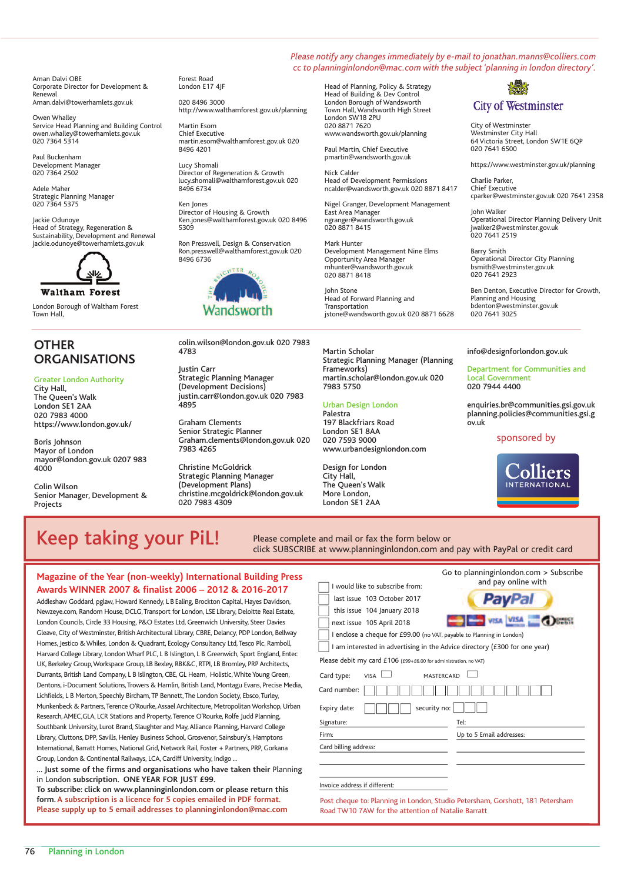*Please notify any changes immediately by e-mail to jonathan.manns@colliers.com cc to planninginlondon@mac.com with the subject 'planning in london directory'.*

Aman Dalvi OBE
Corporate Director for Development & Renewal
Aman.dalvi@towerhamlets.gov.uk

Owen Whalley
Service Head Planning and Building Control
owen.whalley@towerhamlets.gov.uk
020 7364 5314

Paul Buckenham
Development Manager
020 7364 2502

Adele Maher
Strategic Planning Manager
020 7364 5375

Jackie Odunoye
Head of Strategy, Regeneration & Sustainability, Development and Renewal
jackie.odunoye@towerhamlets.gov.uk

Waltham Forest

London Borough of Waltham Forest
Town Hall,
Forest Road
London E17 4JF

020 8496 3000
http://www.walthamforest.gov.uk/planning

Martin Esom
Chief Executive
martin.esom@walthamforest.gov.uk 020 8496 4201

Lucy Shomali
Director of Regeneration & Growth
lucy.shomali@walthamforest.gov.uk 020 8496 6734

Ken Jones
Director of Housing & Growth
Ken.jones@walthamforest.gov.uk 020 8496 5309

Ron Presswell, Design & Conservation
Ron.presswell@walthamforest.gov.uk 020 8496 6736

Wandsworth

Head of Planning, Policy & Strategy
Head of Building & Dev Control
London Borough of Wandsworth
Town Hall, Wandsworth High Street
London SW18 2PU
020 8871 7620
www.wandsworth.gov.uk/planning

Paul Martin, Chief Executive
pmartin@wandsworth.gov.uk

Nick Calder
Head of Development Permissions
ncalder@wandsworth.gov.uk 020 8871 8417

Nigel Granger, Development Management
East Area Manager
ngranger@wandsworth.gov.uk
020 8871 8415

Mark Hunter
Development Management Nine Elms Opportunity Area Manager
mhunter@wandsworth.gov.uk
020 8871 8418

John Stone
Head of Forward Planning and Transportation
jstone@wandsworth.gov.uk 020 8871 6628

City of Westminster

City of Westminster
Westminster City Hall
64 Victoria Street, London SW1E 6QP
020 7641 6500

https://www.westminster.gov.uk/planning

Charlie Parker,
Chief Executive
cparker@westminster.gov.uk 020 7641 2358

John Walker
Operational Director Planning Delivery Unit
jwalker2@westminster.gov.uk
020 7641 2519

Barry Smith
Operational Director City Planning
bsmith@westminster.gov.uk
020 7641 2923

Ben Denton, Executive Director for Growth, Planning and Housing
bdenton@westminster.gov.uk
020 7641 3025

## OTHER ORGANISATIONS

**Greater London Authority**
City Hall,
The Queen's Walk
London SE1 2AA
020 7983 4000
https://www.london.gov.uk/

Boris Johnson
Mayor of London
mayor@london.gov.uk 0207 983 4000

Colin Wilson
Senior Manager, Development & Projects
colin.wilson@london.gov.uk 020 7983 4783

Justin Carr
Strategic Planning Manager (Development Decisions)
justin.carr@london.gov.uk 020 7983 4895

Graham Clements
Senior Strategic Planner
Graham.clements@london.gov.uk 020 7983 4265

Christine McGoldrick
Strategic Planning Manager (Development Plans)
christine.mcgoldrick@london.gov.uk
020 7983 4309

Martin Scholar
Strategic Planning Manager (Planning Frameworks)
martin.scholar@london.gov.uk 020 7983 5750

**Urban Design London**
Palestra
197 Blackfriars Road
London SE1 8AA
020 7593 9000
www.urbandesignlondon.com

Design for London
City Hall,
The Queen's Walk
More London,
London SE1 2AA
info@designforlondon.gov.uk

**Department for Communities and Local Government**
020 7944 4400

enquiries.br@communities.gsi.gov.uk
planning.policies@communities.gsi.gov.uk

sponsored by

Colliers INTERNATIONAL

# Keep taking your PiL!

Please complete and mail or fax the form below or click SUBSCRIBE at www.planninginlondon.com and pay with PayPal or credit card

**Magazine of the Year (non-weekly) International Building Press Awards WINNER 2007 & finalist 2006 – 2012 & 2016-2017**

Addleshaw Goddard, pglaw, Howard Kennedy, L B Ealing, Brockton Capital, Hayes Davidson, Newzeye.com, Random House, DCLG, Transport for London, LSE Library, Deloitte Real Estate, London Councils, Circle 33 Housing, P&O Estates Ltd, Greenwich University, Steer Davies Gleave, City of Westminster, British Architectural Library, CBRE, Delancy, PDP London, Bellway Homes, Jestico & Whiles, London & Quadrant, Ecology Consultancy Ltd, Tesco Plc, Rambol, Harvard College Library, London Wharf PLC, L B Islington, L B Greenwich, Sport England, Entec UK, Berkeley Group, Workspace Group, LB Bexley, RBK&C, RTPI, LB Bromley, PRP Architects, Durrants, British Land Company, L B Islington, CBE, GL Hearn, Holistic, White Young Green, Dentons, i-Document Solutions, Trowers & Hamlin, British Land, Montagu Evans, Precise Media, Lichfields, L B Merton, Speechly Bircham, TP Bennett, The London Society, Ebsco, Turley, Munkenbeck & Partners, Terence O'Rourke, Assael Architecture, Metropolitan Workshop, Urban Research, AMEC, GLA, LCR Stations and Property, Terence O'Rourke, Rolfe Judd Planning, Southbank University, Lurot Brand, Speechly Bircham, TP Bennett, Alliance Planning, Harvard College Library, Cluttons, DPP, Savills, Henley Business School, Grosvenor, Sainsbury's, Hamptons International, Barratt Homes, National Grid, Network Rail, Foster + Partners, PRP, Gorkana Group, London & Continental Railways, LCA, Cardiff University, Indigo ...

**... Just some of the firms and organisations who have taken their Planning in London subscription. ONE YEAR FOR JUST £99.**

**To subscribe: click on www.planninginlondon.com or please return this form. A subscription is a licence for 5 copies emailed in PDF format. Please supply up to 5 email addresses to planninginlondon@mac.com**

Go to planninginlondon.com > Subscribe and pay online with PayPal

- ☐ I would like to subscribe from:
- ☐ last issue 103 October 2017
- ☐ this issue 104 January 2018
- ☐ next issue 105 April 2018
- ☐ I enclose a cheque for £99.00 (no VAT, payable to Planning in London)
- ☐ I am interested in advertising in the Advice directory (£300 for one year)

Please debit my card £106 (£99+£6.00 for administration, no VAT)

Card type: VISA ☐ MASTERCARD ☐

Card number:

Expiry date: security no:

Signature: Tel:

Firm: Up to 5 Email addresses:

Card billing address:

Invoice address if different:

Post cheque to: Planning in London, Studio Petersham, Gorshott, 181 Petersham Road TW10 7AW for the attention of Natalie Barratt